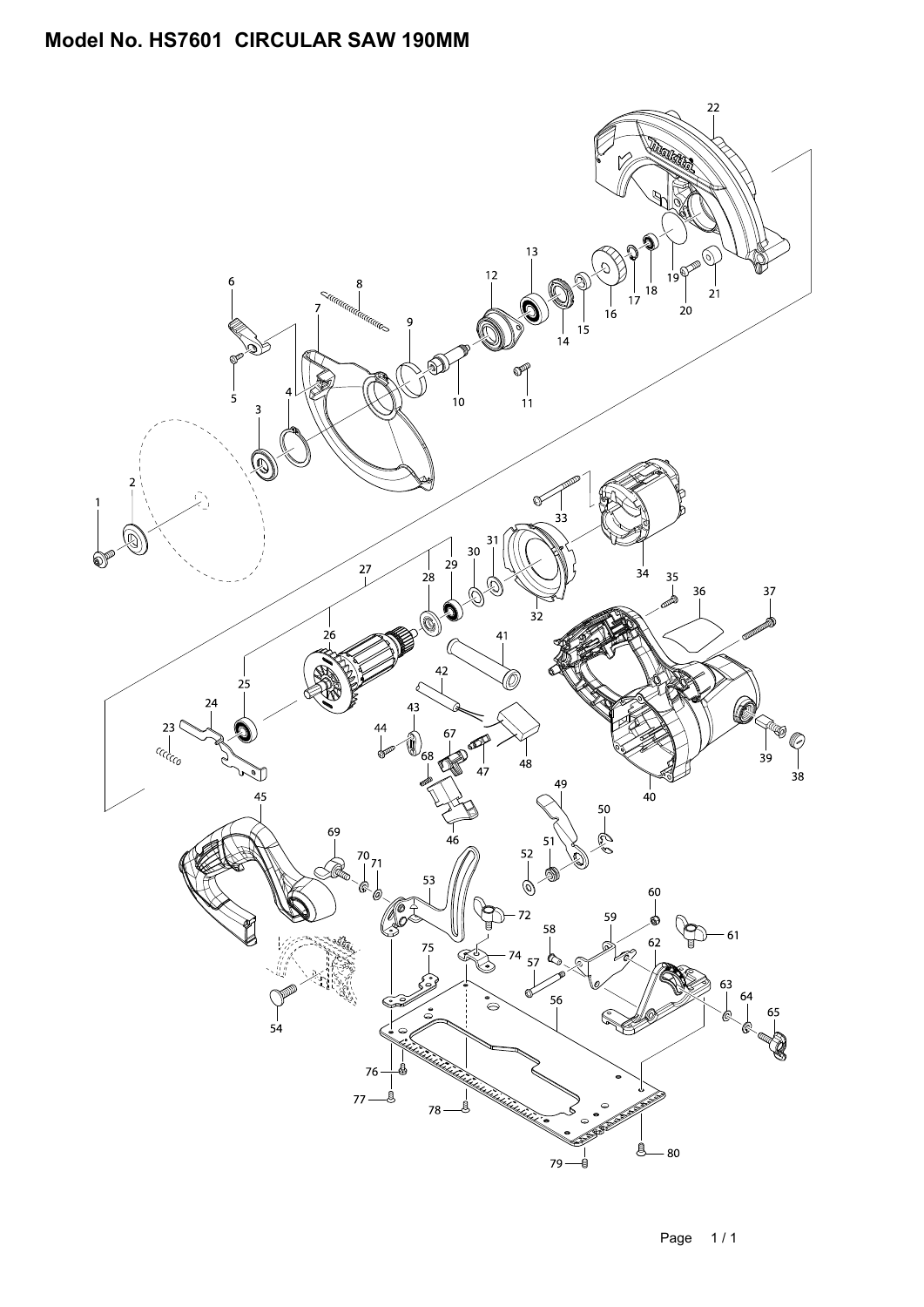# Model No. HS7601 CIRCULAR SAW 190MM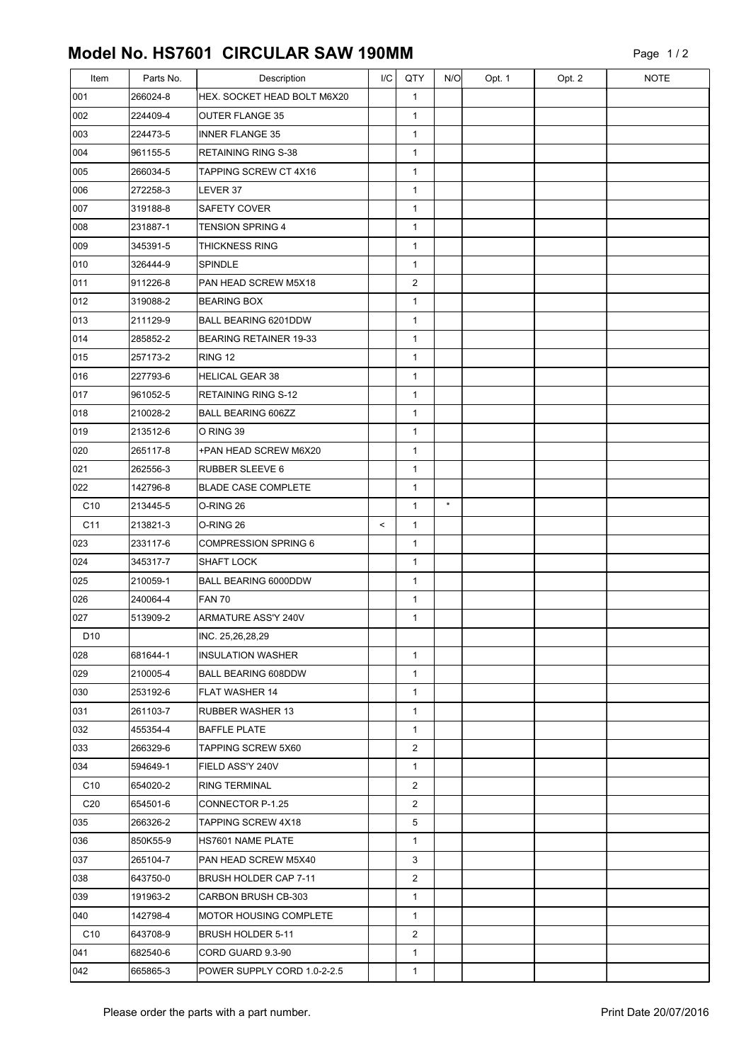# Model No. HS7601 CIRCULAR SAW 190MM

| Item | Parts No. | Description | I/C | QTY | N/O | Opt. 1 | Opt. 2 | NOTE |
|---|---|---|---|---|---|---|---|---|
| 001 | 266024-8 | HEX. SOCKET HEAD BOLT M6X20 | | 1 | | | | |
| 002 | 224409-4 | OUTER FLANGE 35 | | 1 | | | | |
| 003 | 224473-5 | INNER FLANGE 35 | | 1 | | | | |
| 004 | 961155-5 | RETAINING RING S-38 | | 1 | | | | |
| 005 | 266034-5 | TAPPING SCREW CT 4X16 | | 1 | | | | |
| 006 | 272258-3 | LEVER 37 | | 1 | | | | |
| 007 | 319188-8 | SAFETY COVER | | 1 | | | | |
| 008 | 231887-1 | TENSION SPRING 4 | | 1 | | | | |
| 009 | 345391-5 | THICKNESS RING | | 1 | | | | |
| 010 | 326444-9 | SPINDLE | | 1 | | | | |
| 011 | 911226-8 | PAN HEAD SCREW M5X18 | | 2 | | | | |
| 012 | 319088-2 | BEARING BOX | | 1 | | | | |
| 013 | 211129-9 | BALL BEARING 6201DDW | | 1 | | | | |
| 014 | 285852-2 | BEARING RETAINER 19-33 | | 1 | | | | |
| 015 | 257173-2 | RING 12 | | 1 | | | | |
| 016 | 227793-6 | HELICAL GEAR 38 | | 1 | | | | |
| 017 | 961052-5 | RETAINING RING S-12 | | 1 | | | | |
| 018 | 210028-2 | BALL BEARING 606ZZ | | 1 | | | | |
| 019 | 213512-6 | O RING 39 | | 1 | | | | |
| 020 | 265117-8 | +PAN HEAD SCREW M6X20 | | 1 | | | | |
| 021 | 262556-3 | RUBBER SLEEVE 6 | | 1 | | | | |
| 022 | 142796-8 | BLADE CASE COMPLETE | | 1 | | | | |
| C10 | 213445-5 | O-RING 26 | | 1 | * | | | |
| C11 | 213821-3 | O-RING 26 | < | 1 | | | | |
| 023 | 233117-6 | COMPRESSION SPRING 6 | | 1 | | | | |
| 024 | 345317-7 | SHAFT LOCK | | 1 | | | | |
| 025 | 210059-1 | BALL BEARING 6000DDW | | 1 | | | | |
| 026 | 240064-4 | FAN 70 | | 1 | | | | |
| 027 | 513909-2 | ARMATURE ASS'Y 240V | | 1 | | | | |
| D10 | | INC. 25,26,28,29 | | | | | | |
| 028 | 681644-1 | INSULATION WASHER | | 1 | | | | |
| 029 | 210005-4 | BALL BEARING 608DDW | | 1 | | | | |
| 030 | 253192-6 | FLAT WASHER 14 | | 1 | | | | |
| 031 | 261103-7 | RUBBER WASHER 13 | | 1 | | | | |
| 032 | 455354-4 | BAFFLE PLATE | | 1 | | | | |
| 033 | 266329-6 | TAPPING SCREW 5X60 | | 2 | | | | |
| 034 | 594649-1 | FIELD ASS'Y 240V | | 1 | | | | |
| C10 | 654020-2 | RING TERMINAL | | 2 | | | | |
| C20 | 654501-6 | CONNECTOR P-1.25 | | 2 | | | | |
| 035 | 266326-2 | TAPPING SCREW 4X18 | | 5 | | | | |
| 036 | 850K55-9 | HS7601 NAME PLATE | | 1 | | | | |
| 037 | 265104-7 | PAN HEAD SCREW M5X40 | | 3 | | | | |
| 038 | 643750-0 | BRUSH HOLDER CAP 7-11 | | 2 | | | | |
| 039 | 191963-2 | CARBON BRUSH CB-303 | | 1 | | | | |
| 040 | 142798-4 | MOTOR HOUSING COMPLETE | | 1 | | | | |
| C10 | 643708-9 | BRUSH HOLDER 5-11 | | 2 | | | | |
| 041 | 682540-6 | CORD GUARD 9.3-90 | | 1 | | | | |
| 042 | 665865-3 | POWER SUPPLY CORD 1.0-2-2.5 | | 1 | | | | |

Please order the parts with a part number.

Print Date 20/07/2016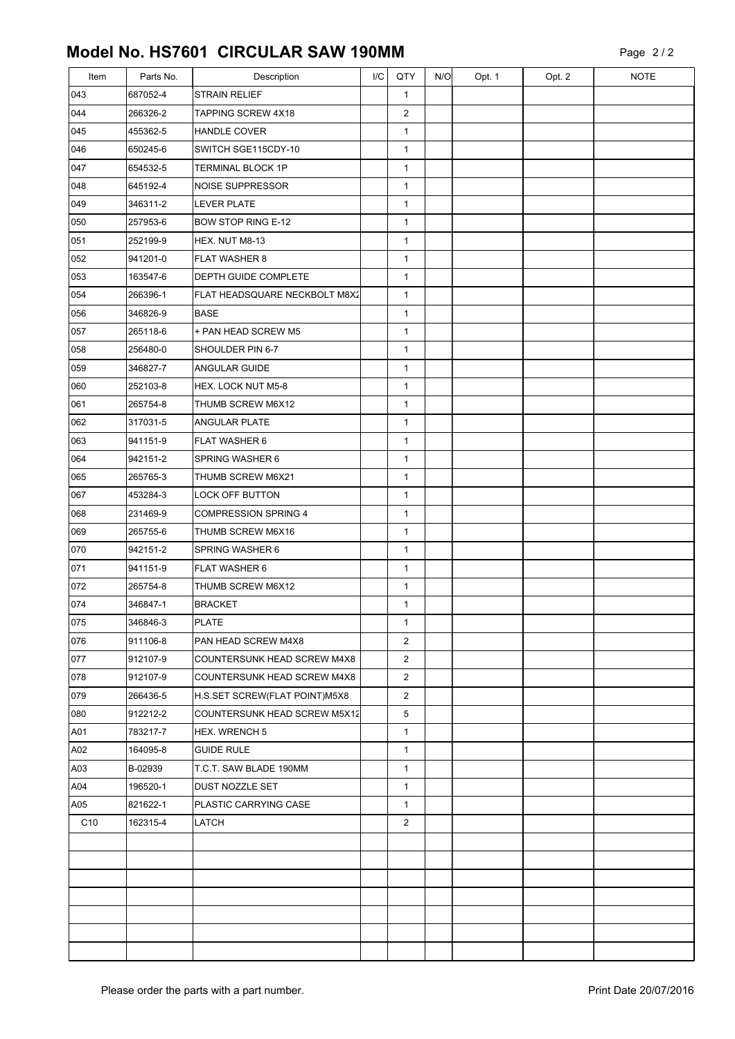# Model No. HS7601 CIRCULAR SAW 190MM

| Item | Parts No. | Description | I/C | QTY | N/O | Opt. 1 | Opt. 2 | NOTE |
|---|---|---|---|---|---|---|---|---|
| 043 | 687052-4 | STRAIN RELIEF | | 1 | | | | |
| 044 | 266326-2 | TAPPING SCREW 4X18 | | 2 | | | | |
| 045 | 455362-5 | HANDLE COVER | | 1 | | | | |
| 046 | 650245-6 | SWITCH SGE115CDY-10 | | 1 | | | | |
| 047 | 654532-5 | TERMINAL BLOCK 1P | | 1 | | | | |
| 048 | 645192-4 | NOISE SUPPRESSOR | | 1 | | | | |
| 049 | 346311-2 | LEVER PLATE | | 1 | | | | |
| 050 | 257953-6 | BOW STOP RING E-12 | | 1 | | | | |
| 051 | 252199-9 | HEX. NUT M8-13 | | 1 | | | | |
| 052 | 941201-0 | FLAT WASHER 8 | | 1 | | | | |
| 053 | 163547-6 | DEPTH GUIDE COMPLETE | | 1 | | | | |
| 054 | 266396-1 | FLAT HEADSQUARE NECKBOLT M8X2 | | 1 | | | | |
| 056 | 346826-9 | BASE | | 1 | | | | |
| 057 | 265118-6 | + PAN HEAD SCREW M5 | | 1 | | | | |
| 058 | 256480-0 | SHOULDER PIN 6-7 | | 1 | | | | |
| 059 | 346827-7 | ANGULAR GUIDE | | 1 | | | | |
| 060 | 252103-8 | HEX. LOCK NUT M5-8 | | 1 | | | | |
| 061 | 265754-8 | THUMB SCREW M6X12 | | 1 | | | | |
| 062 | 317031-5 | ANGULAR PLATE | | 1 | | | | |
| 063 | 941151-9 | FLAT WASHER 6 | | 1 | | | | |
| 064 | 942151-2 | SPRING WASHER 6 | | 1 | | | | |
| 065 | 265765-3 | THUMB SCREW M6X21 | | 1 | | | | |
| 067 | 453284-3 | LOCK OFF BUTTON | | 1 | | | | |
| 068 | 231469-9 | COMPRESSION SPRING 4 | | 1 | | | | |
| 069 | 265755-6 | THUMB SCREW M6X16 | | 1 | | | | |
| 070 | 942151-2 | SPRING WASHER 6 | | 1 | | | | |
| 071 | 941151-9 | FLAT WASHER 6 | | 1 | | | | |
| 072 | 265754-8 | THUMB SCREW M6X12 | | 1 | | | | |
| 074 | 346847-1 | BRACKET | | 1 | | | | |
| 075 | 346846-3 | PLATE | | 1 | | | | |
| 076 | 911106-8 | PAN HEAD SCREW M4X8 | | 2 | | | | |
| 077 | 912107-9 | COUNTERSUNK HEAD SCREW M4X8 | | 2 | | | | |
| 078 | 912107-9 | COUNTERSUNK HEAD SCREW M4X8 | | 2 | | | | |
| 079 | 266436-5 | H.S.SET SCREW(FLAT POINT)M5X8 | | 2 | | | | |
| 080 | 912212-2 | COUNTERSUNK HEAD SCREW M5X12 | | 5 | | | | |
| A01 | 783217-7 | HEX. WRENCH 5 | | 1 | | | | |
| A02 | 164095-8 | GUIDE RULE | | 1 | | | | |
| A03 | B-02939 | T.C.T. SAW BLADE 190MM | | 1 | | | | |
| A04 | 196520-1 | DUST NOZZLE SET | | 1 | | | | |
| A05 | 821622-1 | PLASTIC CARRYING CASE | | 1 | | | | |
| C10 | 162315-4 | LATCH | | 2 | | | | |

Please order the parts with a part number.

Print Date 20/07/2016